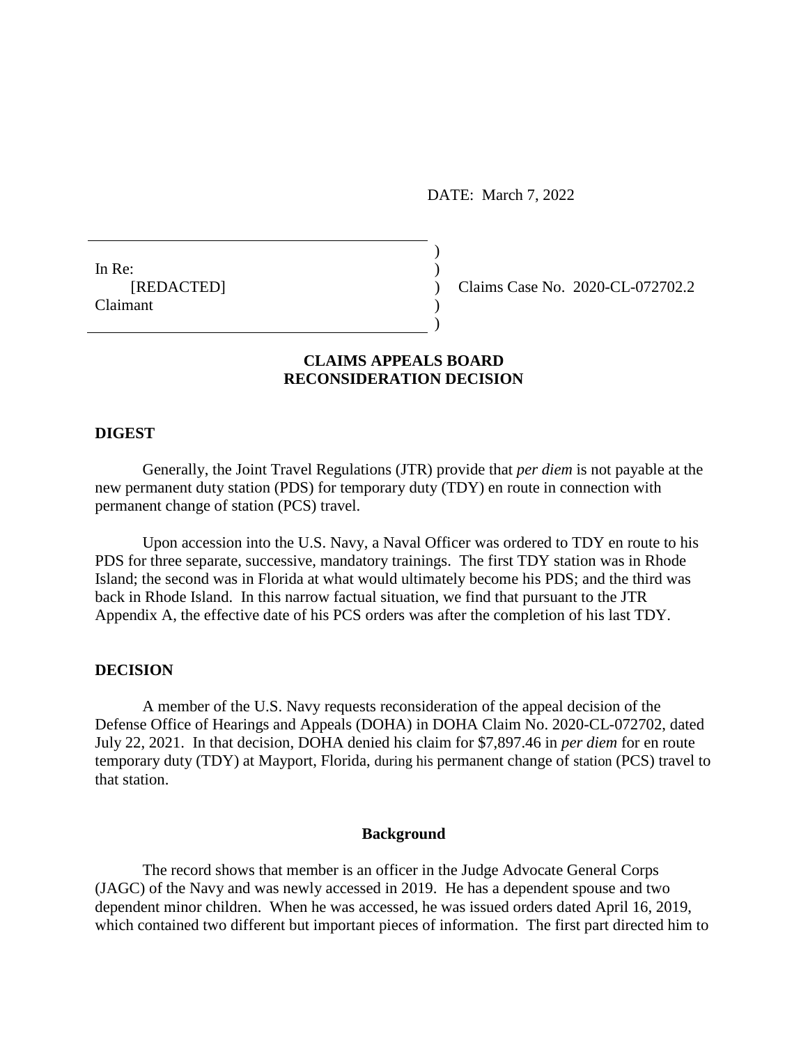DATE: March 7, 2022

| | | |
|---|---|---|
| In Re: [REDACTED] Claimant | ) | Claims Case No. 2020-CL-072702.2 |

## CLAIMS APPEALS BOARD
## RECONSIDERATION DECISION

### DIGEST

Generally, the Joint Travel Regulations (JTR) provide that *per diem* is not payable at the new permanent duty station (PDS) for temporary duty (TDY) en route in connection with permanent change of station (PCS) travel.

Upon accession into the U.S. Navy, a Naval Officer was ordered to TDY en route to his PDS for three separate, successive, mandatory trainings. The first TDY station was in Rhode Island; the second was in Florida at what would ultimately become his PDS; and the third was back in Rhode Island. In this narrow factual situation, we find that pursuant to the JTR Appendix A, the effective date of his PCS orders was after the completion of his last TDY.

### DECISION

A member of the U.S. Navy requests reconsideration of the appeal decision of the Defense Office of Hearings and Appeals (DOHA) in DOHA Claim No. 2020-CL-072702, dated July 22, 2021. In that decision, DOHA denied his claim for $7,897.46 in *per diem* for en route temporary duty (TDY) at Mayport, Florida, during his permanent change of station (PCS) travel to that station.

#### Background

The record shows that member is an officer in the Judge Advocate General Corps (JAGC) of the Navy and was newly accessed in 2019. He has a dependent spouse and two dependent minor children. When he was accessed, he was issued orders dated April 16, 2019, which contained two different but important pieces of information. The first part directed him to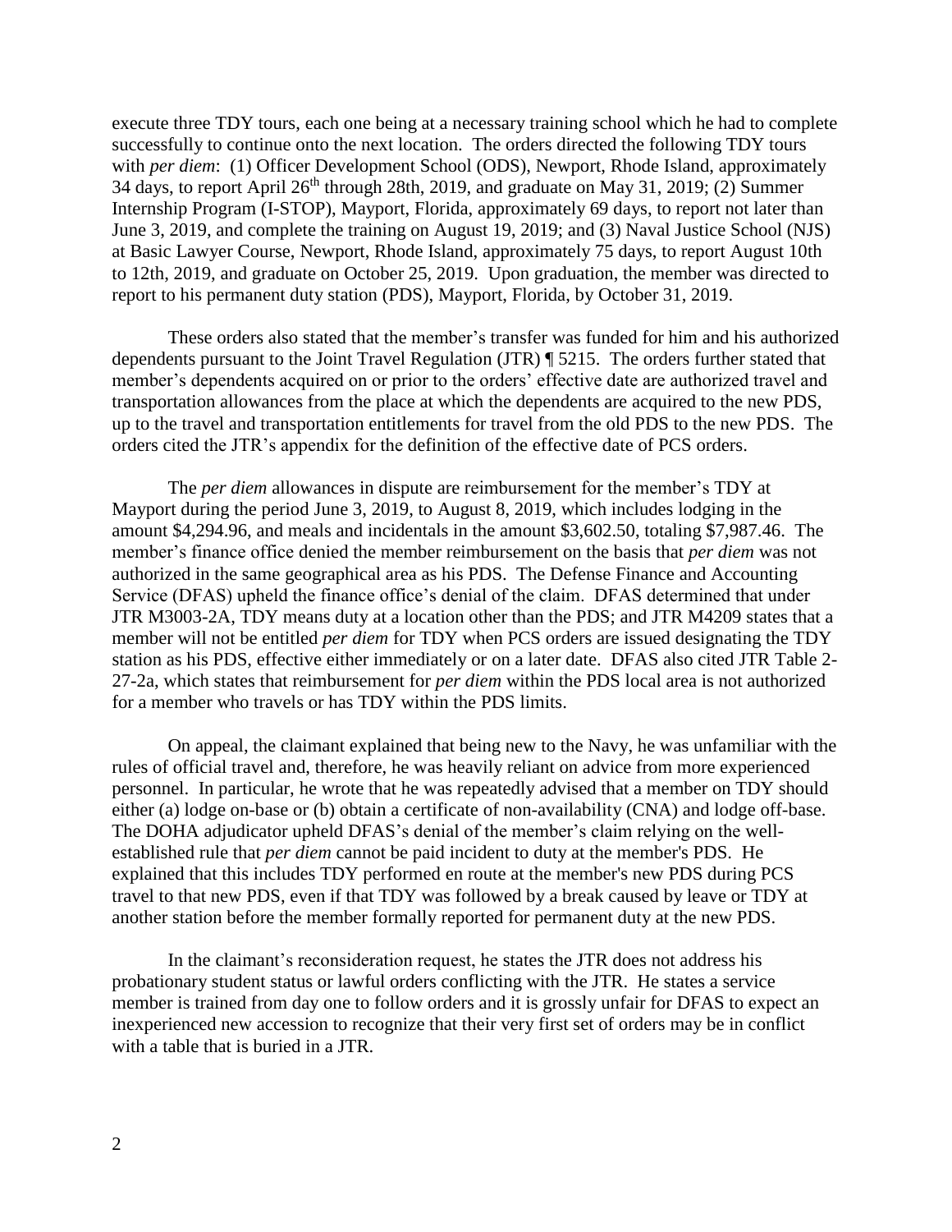execute three TDY tours, each one being at a necessary training school which he had to complete successfully to continue onto the next location. The orders directed the following TDY tours with *per diem*: (1) Officer Development School (ODS), Newport, Rhode Island, approximately 34 days, to report April 26th through 28th, 2019, and graduate on May 31, 2019; (2) Summer Internship Program (I-STOP), Mayport, Florida, approximately 69 days, to report not later than June 3, 2019, and complete the training on August 19, 2019; and (3) Naval Justice School (NJS) at Basic Lawyer Course, Newport, Rhode Island, approximately 75 days, to report August 10th to 12th, 2019, and graduate on October 25, 2019. Upon graduation, the member was directed to report to his permanent duty station (PDS), Mayport, Florida, by October 31, 2019.

These orders also stated that the member's transfer was funded for him and his authorized dependents pursuant to the Joint Travel Regulation (JTR) ¶ 5215. The orders further stated that member's dependents acquired on or prior to the orders' effective date are authorized travel and transportation allowances from the place at which the dependents are acquired to the new PDS, up to the travel and transportation entitlements for travel from the old PDS to the new PDS. The orders cited the JTR's appendix for the definition of the effective date of PCS orders.

The *per diem* allowances in dispute are reimbursement for the member's TDY at Mayport during the period June 3, 2019, to August 8, 2019, which includes lodging in the amount $4,294.96, and meals and incidentals in the amount $3,602.50, totaling $7,987.46. The member's finance office denied the member reimbursement on the basis that *per diem* was not authorized in the same geographical area as his PDS. The Defense Finance and Accounting Service (DFAS) upheld the finance office's denial of the claim. DFAS determined that under JTR M3003-2A, TDY means duty at a location other than the PDS; and JTR M4209 states that a member will not be entitled *per diem* for TDY when PCS orders are issued designating the TDY station as his PDS, effective either immediately or on a later date. DFAS also cited JTR Table 2-27-2a, which states that reimbursement for *per diem* within the PDS local area is not authorized for a member who travels or has TDY within the PDS limits.

On appeal, the claimant explained that being new to the Navy, he was unfamiliar with the rules of official travel and, therefore, he was heavily reliant on advice from more experienced personnel. In particular, he wrote that he was repeatedly advised that a member on TDY should either (a) lodge on-base or (b) obtain a certificate of non-availability (CNA) and lodge off-base. The DOHA adjudicator upheld DFAS's denial of the member's claim relying on the well-established rule that *per diem* cannot be paid incident to duty at the member's PDS. He explained that this includes TDY performed en route at the member's new PDS during PCS travel to that new PDS, even if that TDY was followed by a break caused by leave or TDY at another station before the member formally reported for permanent duty at the new PDS.

In the claimant's reconsideration request, he states the JTR does not address his probationary student status or lawful orders conflicting with the JTR. He states a service member is trained from day one to follow orders and it is grossly unfair for DFAS to expect an inexperienced new accession to recognize that their very first set of orders may be in conflict with a table that is buried in a JTR.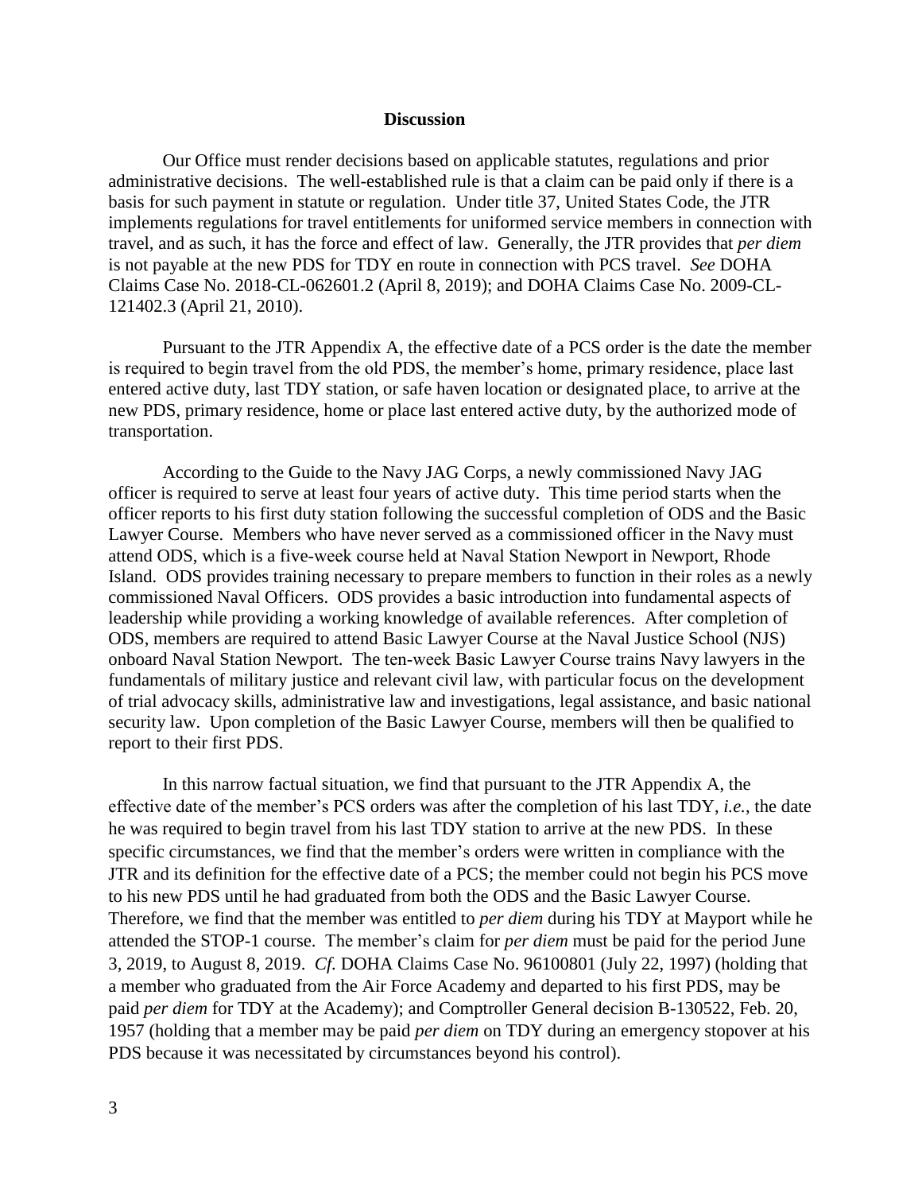## Discussion

Our Office must render decisions based on applicable statutes, regulations and prior administrative decisions. The well-established rule is that a claim can be paid only if there is a basis for such payment in statute or regulation. Under title 37, United States Code, the JTR implements regulations for travel entitlements for uniformed service members in connection with travel, and as such, it has the force and effect of law. Generally, the JTR provides that *per diem* is not payable at the new PDS for TDY en route in connection with PCS travel. *See* DOHA Claims Case No. 2018-CL-062601.2 (April 8, 2019); and DOHA Claims Case No. 2009-CL-121402.3 (April 21, 2010).

Pursuant to the JTR Appendix A, the effective date of a PCS order is the date the member is required to begin travel from the old PDS, the member's home, primary residence, place last entered active duty, last TDY station, or safe haven location or designated place, to arrive at the new PDS, primary residence, home or place last entered active duty, by the authorized mode of transportation.

According to the Guide to the Navy JAG Corps, a newly commissioned Navy JAG officer is required to serve at least four years of active duty. This time period starts when the officer reports to his first duty station following the successful completion of ODS and the Basic Lawyer Course. Members who have never served as a commissioned officer in the Navy must attend ODS, which is a five-week course held at Naval Station Newport in Newport, Rhode Island. ODS provides training necessary to prepare members to function in their roles as a newly commissioned Naval Officers. ODS provides a basic introduction into fundamental aspects of leadership while providing a working knowledge of available references. After completion of ODS, members are required to attend Basic Lawyer Course at the Naval Justice School (NJS) onboard Naval Station Newport. The ten-week Basic Lawyer Course trains Navy lawyers in the fundamentals of military justice and relevant civil law, with particular focus on the development of trial advocacy skills, administrative law and investigations, legal assistance, and basic national security law. Upon completion of the Basic Lawyer Course, members will then be qualified to report to their first PDS.

In this narrow factual situation, we find that pursuant to the JTR Appendix A, the effective date of the member's PCS orders was after the completion of his last TDY, *i.e.*, the date he was required to begin travel from his last TDY station to arrive at the new PDS. In these specific circumstances, we find that the member's orders were written in compliance with the JTR and its definition for the effective date of a PCS; the member could not begin his PCS move to his new PDS until he had graduated from both the ODS and the Basic Lawyer Course. Therefore, we find that the member was entitled to *per diem* during his TDY at Mayport while he attended the STOP-1 course. The member's claim for *per diem* must be paid for the period June 3, 2019, to August 8, 2019. *Cf.* DOHA Claims Case No. 96100801 (July 22, 1997) (holding that a member who graduated from the Air Force Academy and departed to his first PDS, may be paid *per diem* for TDY at the Academy); and Comptroller General decision B-130522, Feb. 20, 1957 (holding that a member may be paid *per diem* on TDY during an emergency stopover at his PDS because it was necessitated by circumstances beyond his control).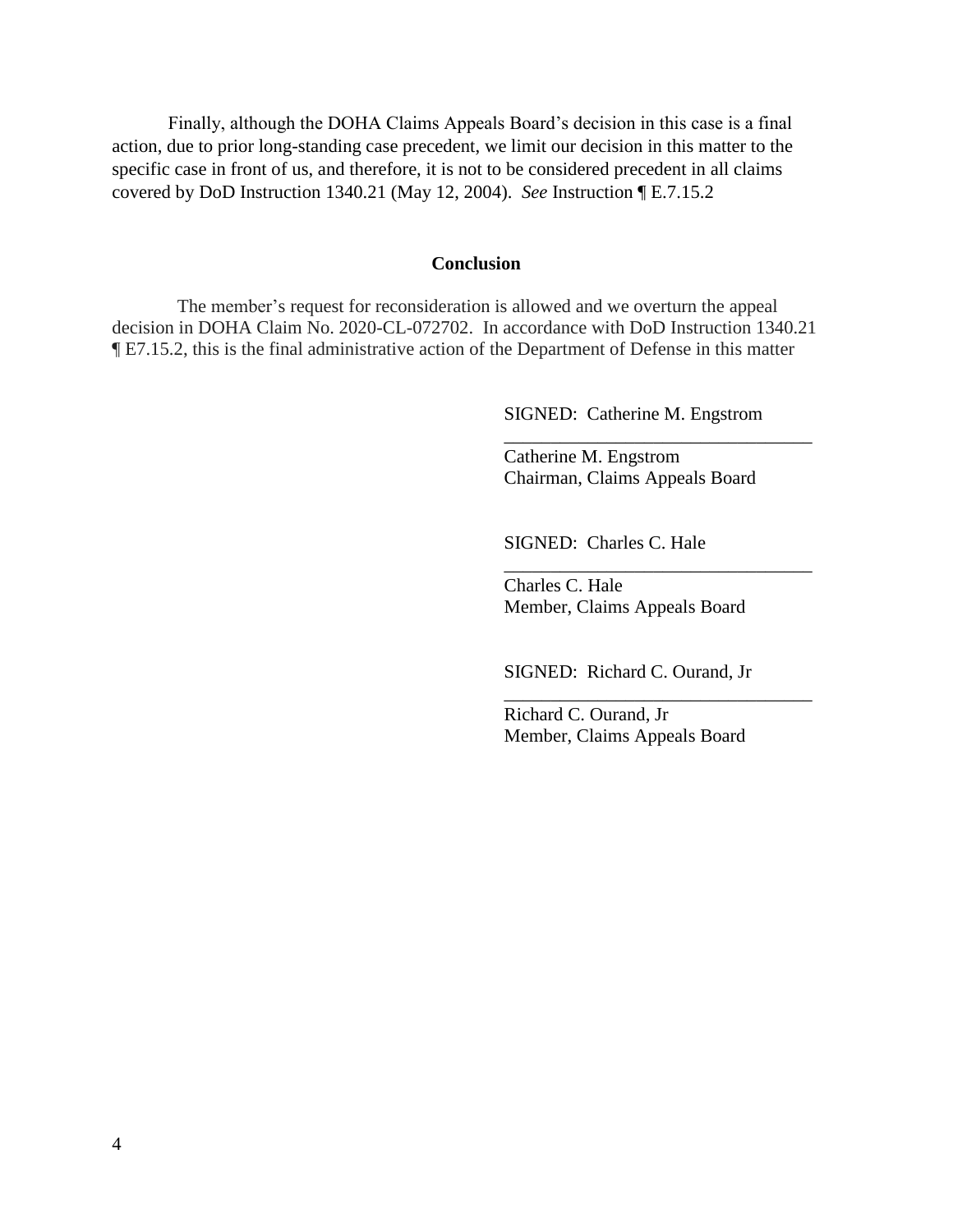Finally, although the DOHA Claims Appeals Board's decision in this case is a final action, due to prior long-standing case precedent, we limit our decision in this matter to the specific case in front of us, and therefore, it is not to be considered precedent in all claims covered by DoD Instruction 1340.21 (May 12, 2004). *See* Instruction ¶ E.7.15.2

## Conclusion

The member's request for reconsideration is allowed and we overturn the appeal decision in DOHA Claim No. 2020-CL-072702. In accordance with DoD Instruction 1340.21 ¶ E7.15.2, this is the final administrative action of the Department of Defense in this matter

SIGNED: Catherine M. Engstrom

\_\_\_\_\_\_\_\_\_\_\_\_\_\_\_\_\_\_\_\_\_\_\_\_\_\_\_\_\_\_\_\_\_

Catherine M. Engstrom
Chairman, Claims Appeals Board

SIGNED: Charles C. Hale

\_\_\_\_\_\_\_\_\_\_\_\_\_\_\_\_\_\_\_\_\_\_\_\_\_\_\_\_\_\_\_\_\_

Charles C. Hale
Member, Claims Appeals Board

SIGNED: Richard C. Ourand, Jr

\_\_\_\_\_\_\_\_\_\_\_\_\_\_\_\_\_\_\_\_\_\_\_\_\_\_\_\_\_\_\_\_\_

Richard C. Ourand, Jr
Member, Claims Appeals Board